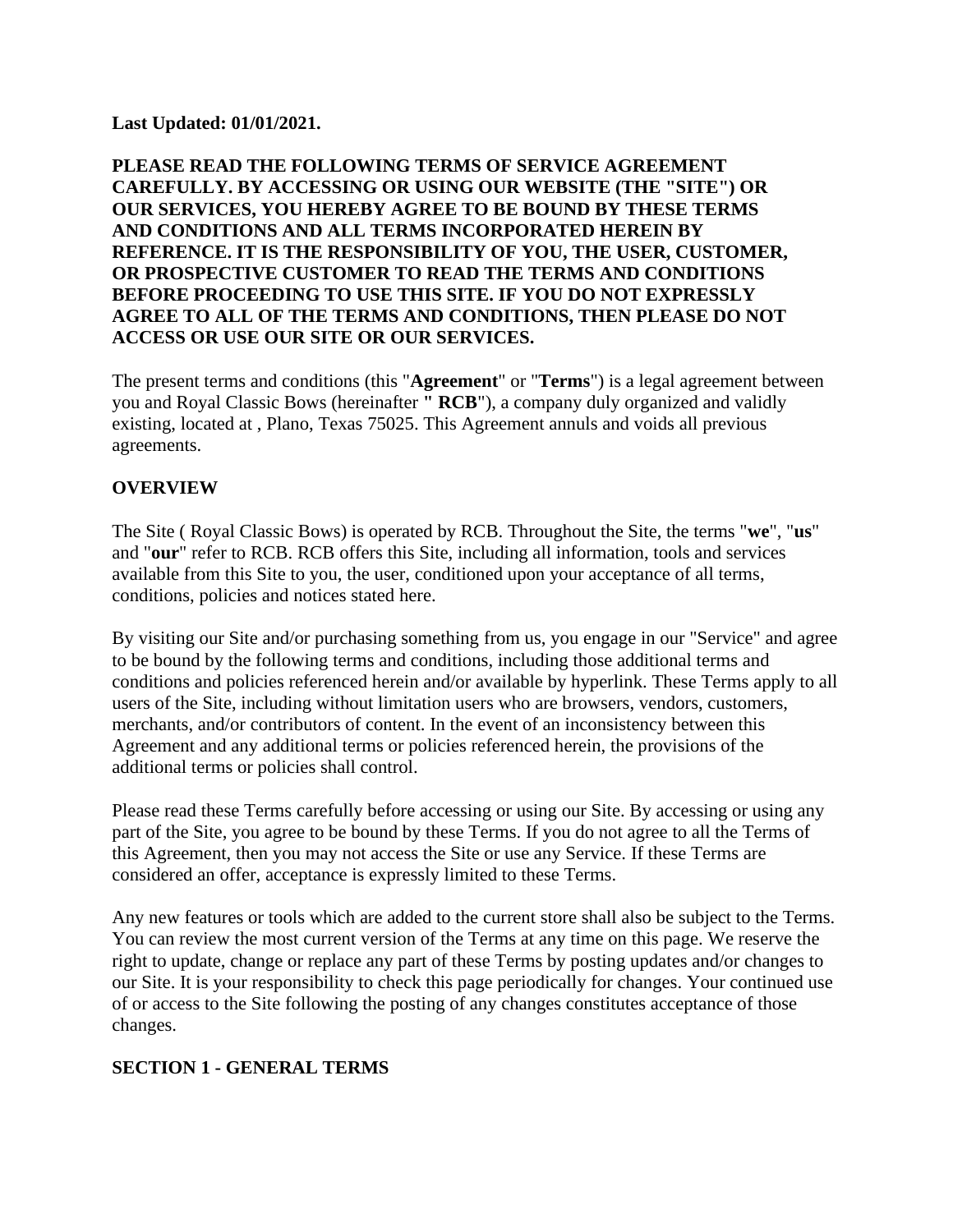**Last Updated: 01/01/2021.**

**PLEASE READ THE FOLLOWING TERMS OF SERVICE AGREEMENT CAREFULLY. BY ACCESSING OR USING OUR WEBSITE (THE "SITE") OR OUR SERVICES, YOU HEREBY AGREE TO BE BOUND BY THESE TERMS AND CONDITIONS AND ALL TERMS INCORPORATED HEREIN BY REFERENCE. IT IS THE RESPONSIBILITY OF YOU, THE USER, CUSTOMER, OR PROSPECTIVE CUSTOMER TO READ THE TERMS AND CONDITIONS BEFORE PROCEEDING TO USE THIS SITE. IF YOU DO NOT EXPRESSLY AGREE TO ALL OF THE TERMS AND CONDITIONS, THEN PLEASE DO NOT ACCESS OR USE OUR SITE OR OUR SERVICES.**

The present terms and conditions (this "**Agreement**" or "**Terms**") is a legal agreement between you and Royal Classic Bows (hereinafter **" RCB**"), a company duly organized and validly existing, located at , Plano, Texas 75025. This Agreement annuls and voids all previous agreements.

## OVERVIEW

The Site ( Royal Classic Bows) is operated by RCB. Throughout the Site, the terms "**we**", "**us**" and "**our**" refer to RCB. RCB offers this Site, including all information, tools and services available from this Site to you, the user, conditioned upon your acceptance of all terms, conditions, policies and notices stated here.

By visiting our Site and/or purchasing something from us, you engage in our "Service" and agree to be bound by the following terms and conditions, including those additional terms and conditions and policies referenced herein and/or available by hyperlink. These Terms apply to all users of the Site, including without limitation users who are browsers, vendors, customers, merchants, and/or contributors of content. In the event of an inconsistency between this Agreement and any additional terms or policies referenced herein, the provisions of the additional terms or policies shall control.

Please read these Terms carefully before accessing or using our Site. By accessing or using any part of the Site, you agree to be bound by these Terms. If you do not agree to all the Terms of this Agreement, then you may not access the Site or use any Service. If these Terms are considered an offer, acceptance is expressly limited to these Terms.

Any new features or tools which are added to the current store shall also be subject to the Terms. You can review the most current version of the Terms at any time on this page. We reserve the right to update, change or replace any part of these Terms by posting updates and/or changes to our Site. It is your responsibility to check this page periodically for changes. Your continued use of or access to the Site following the posting of any changes constitutes acceptance of those changes.

## SECTION 1 - GENERAL TERMS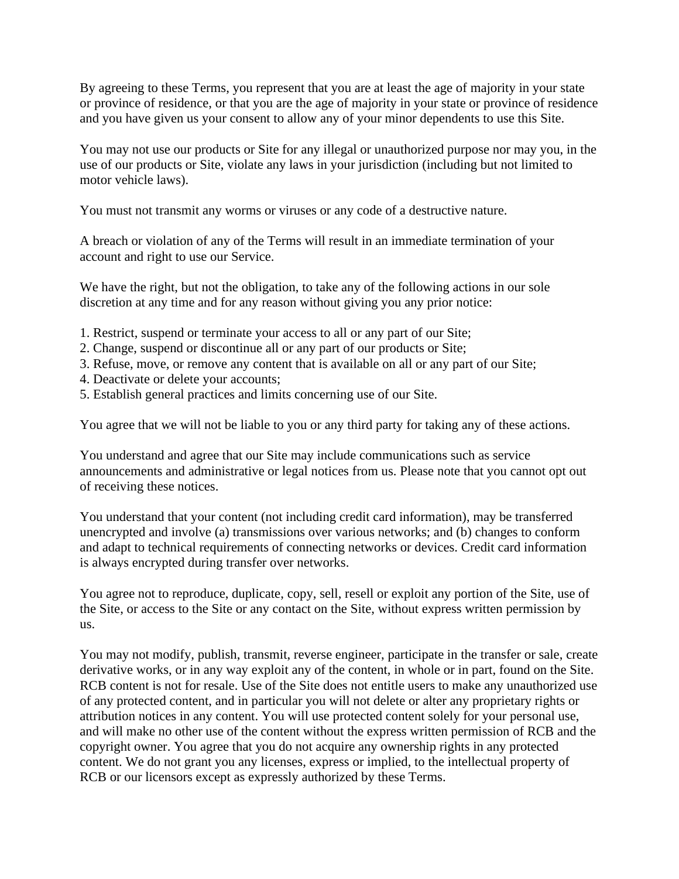By agreeing to these Terms, you represent that you are at least the age of majority in your state or province of residence, or that you are the age of majority in your state or province of residence and you have given us your consent to allow any of your minor dependents to use this Site.

You may not use our products or Site for any illegal or unauthorized purpose nor may you, in the use of our products or Site, violate any laws in your jurisdiction (including but not limited to motor vehicle laws).

You must not transmit any worms or viruses or any code of a destructive nature.

A breach or violation of any of the Terms will result in an immediate termination of your account and right to use our Service.

We have the right, but not the obligation, to take any of the following actions in our sole discretion at any time and for any reason without giving you any prior notice:

1. Restrict, suspend or terminate your access to all or any part of our Site;
2. Change, suspend or discontinue all or any part of our products or Site;
3. Refuse, move, or remove any content that is available on all or any part of our Site;
4. Deactivate or delete your accounts;
5. Establish general practices and limits concerning use of our Site.

You agree that we will not be liable to you or any third party for taking any of these actions.

You understand and agree that our Site may include communications such as service announcements and administrative or legal notices from us. Please note that you cannot opt out of receiving these notices.

You understand that your content (not including credit card information), may be transferred unencrypted and involve (a) transmissions over various networks; and (b) changes to conform and adapt to technical requirements of connecting networks or devices. Credit card information is always encrypted during transfer over networks.

You agree not to reproduce, duplicate, copy, sell, resell or exploit any portion of the Site, use of the Site, or access to the Site or any contact on the Site, without express written permission by us.

You may not modify, publish, transmit, reverse engineer, participate in the transfer or sale, create derivative works, or in any way exploit any of the content, in whole or in part, found on the Site. RCB content is not for resale. Use of the Site does not entitle users to make any unauthorized use of any protected content, and in particular you will not delete or alter any proprietary rights or attribution notices in any content. You will use protected content solely for your personal use, and will make no other use of the content without the express written permission of RCB and the copyright owner. You agree that you do not acquire any ownership rights in any protected content. We do not grant you any licenses, express or implied, to the intellectual property of RCB or our licensors except as expressly authorized by these Terms.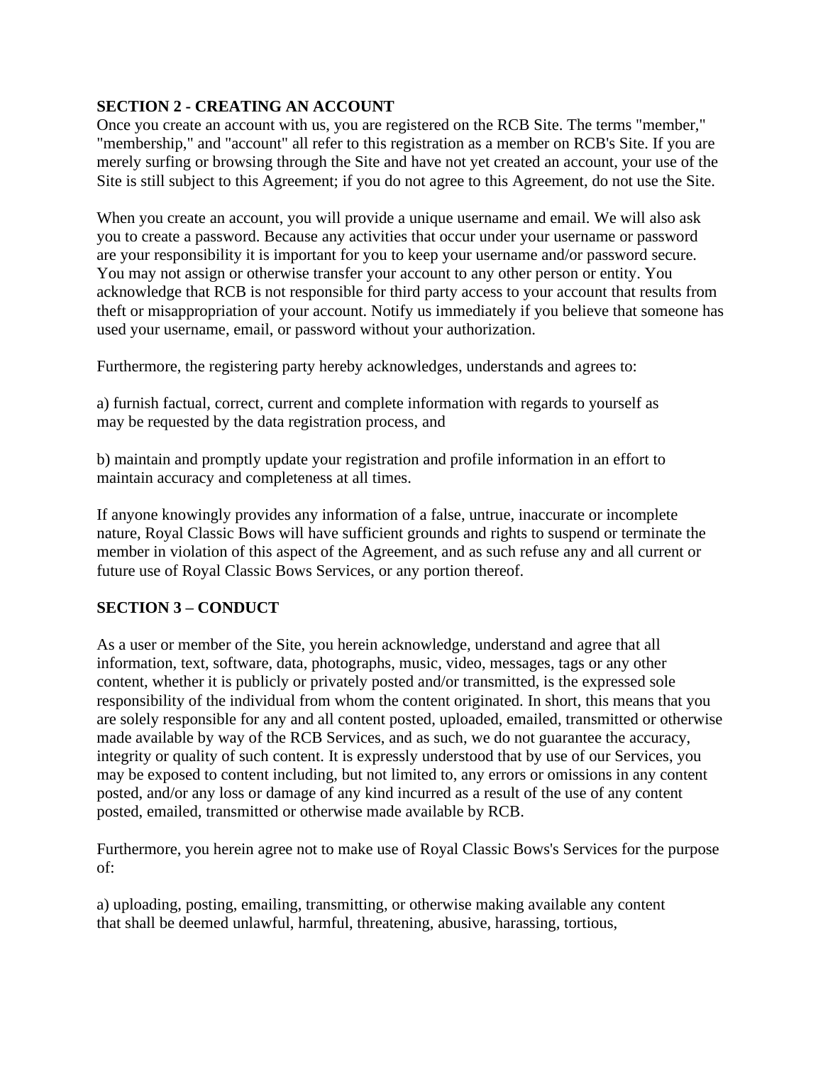## SECTION 2 - CREATING AN ACCOUNT

Once you create an account with us, you are registered on the RCB Site. The terms "member," "membership," and "account" all refer to this registration as a member on RCB's Site. If you are merely surfing or browsing through the Site and have not yet created an account, your use of the Site is still subject to this Agreement; if you do not agree to this Agreement, do not use the Site.

When you create an account, you will provide a unique username and email. We will also ask you to create a password. Because any activities that occur under your username or password are your responsibility it is important for you to keep your username and/or password secure. You may not assign or otherwise transfer your account to any other person or entity. You acknowledge that RCB is not responsible for third party access to your account that results from theft or misappropriation of your account. Notify us immediately if you believe that someone has used your username, email, or password without your authorization.

Furthermore, the registering party hereby acknowledges, understands and agrees to:

a) furnish factual, correct, current and complete information with regards to yourself as may be requested by the data registration process, and

b) maintain and promptly update your registration and profile information in an effort to maintain accuracy and completeness at all times.

If anyone knowingly provides any information of a false, untrue, inaccurate or incomplete nature, Royal Classic Bows will have sufficient grounds and rights to suspend or terminate the member in violation of this aspect of the Agreement, and as such refuse any and all current or future use of Royal Classic Bows Services, or any portion thereof.

## SECTION 3 – CONDUCT

As a user or member of the Site, you herein acknowledge, understand and agree that all information, text, software, data, photographs, music, video, messages, tags or any other content, whether it is publicly or privately posted and/or transmitted, is the expressed sole responsibility of the individual from whom the content originated. In short, this means that you are solely responsible for any and all content posted, uploaded, emailed, transmitted or otherwise made available by way of the RCB Services, and as such, we do not guarantee the accuracy, integrity or quality of such content. It is expressly understood that by use of our Services, you may be exposed to content including, but not limited to, any errors or omissions in any content posted, and/or any loss or damage of any kind incurred as a result of the use of any content posted, emailed, transmitted or otherwise made available by RCB.

Furthermore, you herein agree not to make use of Royal Classic Bows's Services for the purpose of:

a) uploading, posting, emailing, transmitting, or otherwise making available any content that shall be deemed unlawful, harmful, threatening, abusive, harassing, tortious,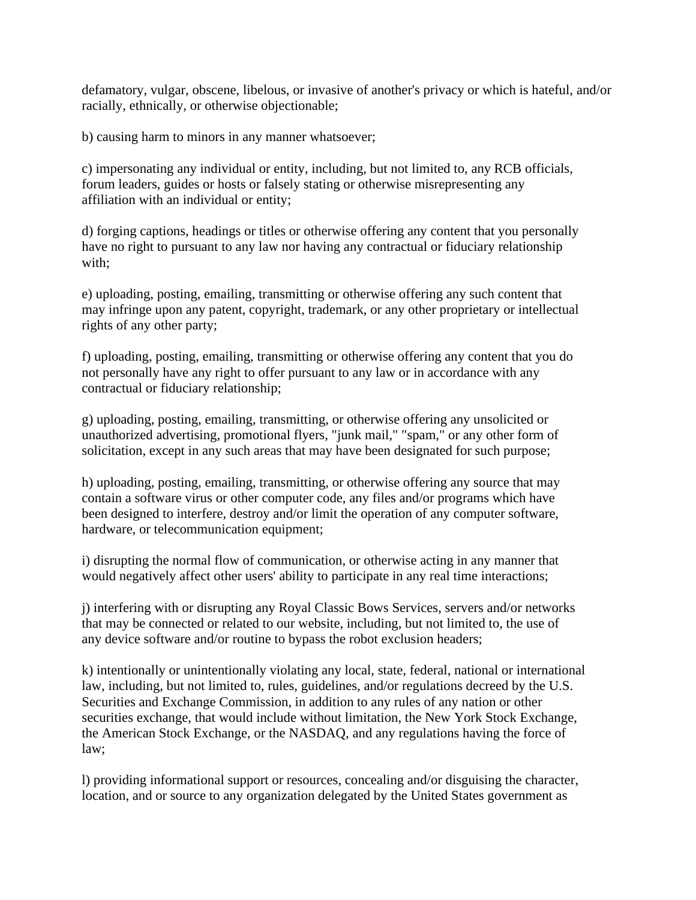defamatory, vulgar, obscene, libelous, or invasive of another's privacy or which is hateful, and/or racially, ethnically, or otherwise objectionable;

b) causing harm to minors in any manner whatsoever;

c) impersonating any individual or entity, including, but not limited to, any RCB officials, forum leaders, guides or hosts or falsely stating or otherwise misrepresenting any affiliation with an individual or entity;

d) forging captions, headings or titles or otherwise offering any content that you personally have no right to pursuant to any law nor having any contractual or fiduciary relationship with;

e) uploading, posting, emailing, transmitting or otherwise offering any such content that may infringe upon any patent, copyright, trademark, or any other proprietary or intellectual rights of any other party;

f) uploading, posting, emailing, transmitting or otherwise offering any content that you do not personally have any right to offer pursuant to any law or in accordance with any contractual or fiduciary relationship;

g) uploading, posting, emailing, transmitting, or otherwise offering any unsolicited or unauthorized advertising, promotional flyers, "junk mail," "spam," or any other form of solicitation, except in any such areas that may have been designated for such purpose;

h) uploading, posting, emailing, transmitting, or otherwise offering any source that may contain a software virus or other computer code, any files and/or programs which have been designed to interfere, destroy and/or limit the operation of any computer software, hardware, or telecommunication equipment;

i) disrupting the normal flow of communication, or otherwise acting in any manner that would negatively affect other users' ability to participate in any real time interactions;

j) interfering with or disrupting any Royal Classic Bows Services, servers and/or networks that may be connected or related to our website, including, but not limited to, the use of any device software and/or routine to bypass the robot exclusion headers;

k) intentionally or unintentionally violating any local, state, federal, national or international law, including, but not limited to, rules, guidelines, and/or regulations decreed by the U.S. Securities and Exchange Commission, in addition to any rules of any nation or other securities exchange, that would include without limitation, the New York Stock Exchange, the American Stock Exchange, or the NASDAQ, and any regulations having the force of law;

l) providing informational support or resources, concealing and/or disguising the character, location, and or source to any organization delegated by the United States government as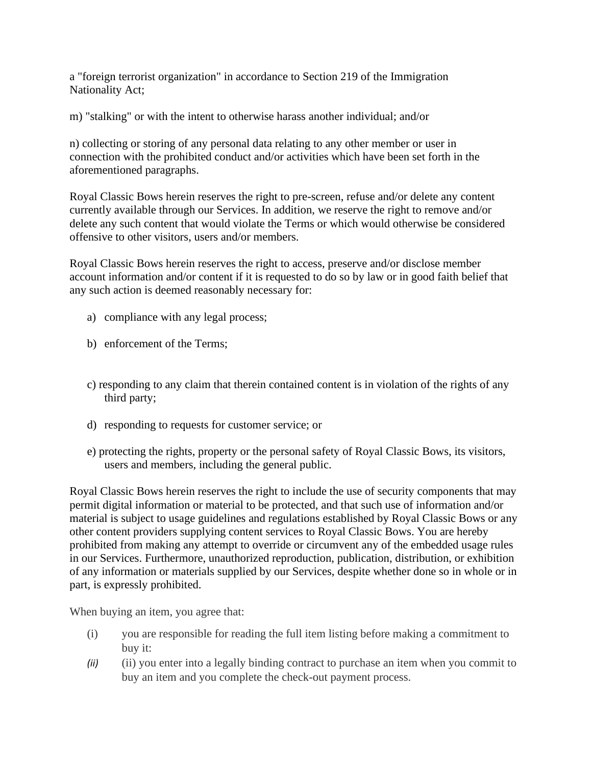a "foreign terrorist organization" in accordance to Section 219 of the Immigration Nationality Act;

m) "stalking" or with the intent to otherwise harass another individual; and/or

n) collecting or storing of any personal data relating to any other member or user in connection with the prohibited conduct and/or activities which have been set forth in the aforementioned paragraphs.

Royal Classic Bows herein reserves the right to pre-screen, refuse and/or delete any content currently available through our Services. In addition, we reserve the right to remove and/or delete any such content that would violate the Terms or which would otherwise be considered offensive to other visitors, users and/or members.

Royal Classic Bows herein reserves the right to access, preserve and/or disclose member account information and/or content if it is requested to do so by law or in good faith belief that any such action is deemed reasonably necessary for:

a) compliance with any legal process;

b) enforcement of the Terms;

c) responding to any claim that therein contained content is in violation of the rights of any third party;

d) responding to requests for customer service; or

e) protecting the rights, property or the personal safety of Royal Classic Bows, its visitors, users and members, including the general public.

Royal Classic Bows herein reserves the right to include the use of security components that may permit digital information or material to be protected, and that such use of information and/or material is subject to usage guidelines and regulations established by Royal Classic Bows or any other content providers supplying content services to Royal Classic Bows. You are hereby prohibited from making any attempt to override or circumvent any of the embedded usage rules in our Services. Furthermore, unauthorized reproduction, publication, distribution, or exhibition of any information or materials supplied by our Services, despite whether done so in whole or in part, is expressly prohibited.

When buying an item, you agree that:

(i) you are responsible for reading the full item listing before making a commitment to buy it:

*(ii)* (ii) you enter into a legally binding contract to purchase an item when you commit to buy an item and you complete the check-out payment process.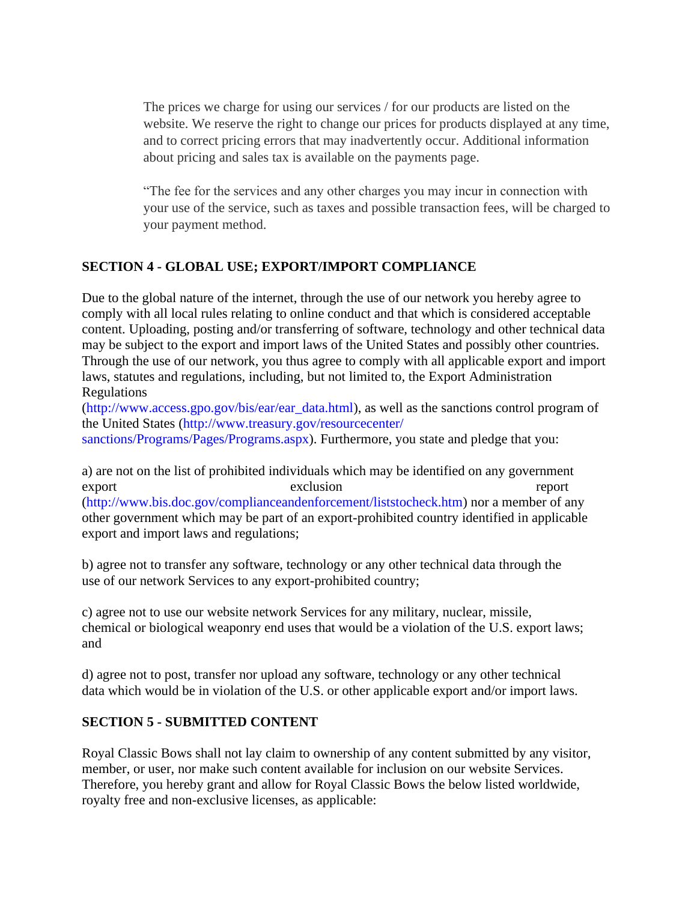The prices we charge for using our services / for our products are listed on the website. We reserve the right to change our prices for products displayed at any time, and to correct pricing errors that may inadvertently occur. Additional information about pricing and sales tax is available on the payments page.

"The fee for the services and any other charges you may incur in connection with your use of the service, such as taxes and possible transaction fees, will be charged to your payment method.

**SECTION 4 - GLOBAL USE; EXPORT/IMPORT COMPLIANCE**

Due to the global nature of the internet, through the use of our network you hereby agree to comply with all local rules relating to online conduct and that which is considered acceptable content. Uploading, posting and/or transferring of software, technology and other technical data may be subject to the export and import laws of the United States and possibly other countries. Through the use of our network, you thus agree to comply with all applicable export and import laws, statutes and regulations, including, but not limited to, the Export Administration Regulations (http://www.access.gpo.gov/bis/ear/ear_data.html), as well as the sanctions control program of the United States (http://www.treasury.gov/resourcecenter/sanctions/Programs/Pages/Programs.aspx). Furthermore, you state and pledge that you:

a) are not on the list of prohibited individuals which may be identified on any government export exclusion report (http://www.bis.doc.gov/complianceandenforcement/liststocheck.htm) nor a member of any other government which may be part of an export-prohibited country identified in applicable export and import laws and regulations;

b) agree not to transfer any software, technology or any other technical data through the use of our network Services to any export-prohibited country;

c) agree not to use our website network Services for any military, nuclear, missile, chemical or biological weaponry end uses that would be a violation of the U.S. export laws; and

d) agree not to post, transfer nor upload any software, technology or any other technical data which would be in violation of the U.S. or other applicable export and/or import laws.

**SECTION 5 - SUBMITTED CONTENT**

Royal Classic Bows shall not lay claim to ownership of any content submitted by any visitor, member, or user, nor make such content available for inclusion on our website Services. Therefore, you hereby grant and allow for Royal Classic Bows the below listed worldwide, royalty free and non-exclusive licenses, as applicable: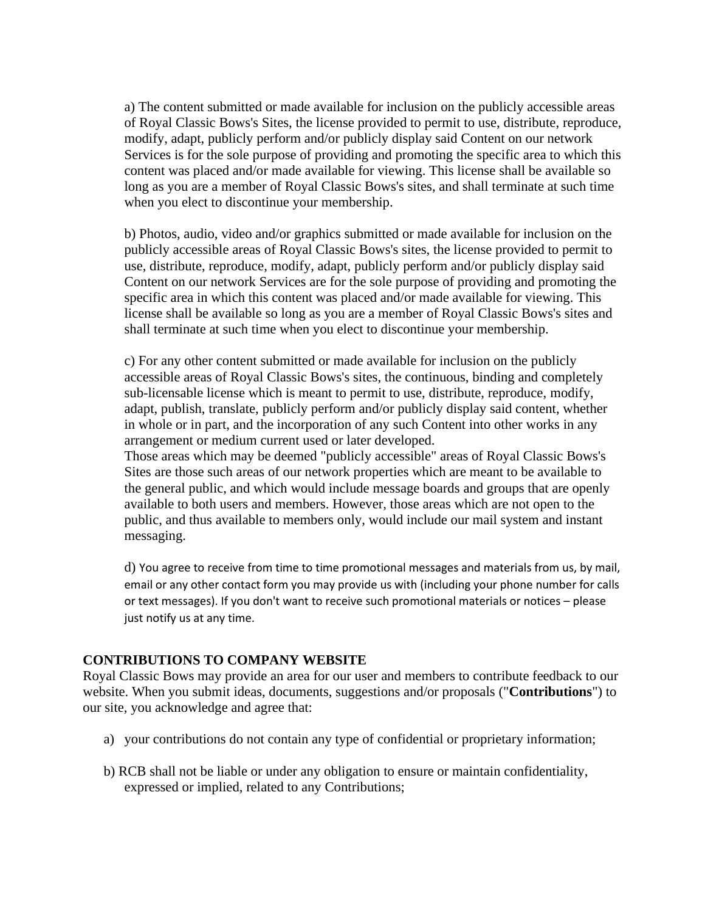a) The content submitted or made available for inclusion on the publicly accessible areas of Royal Classic Bows's Sites, the license provided to permit to use, distribute, reproduce, modify, adapt, publicly perform and/or publicly display said Content on our network Services is for the sole purpose of providing and promoting the specific area to which this content was placed and/or made available for viewing. This license shall be available so long as you are a member of Royal Classic Bows's sites, and shall terminate at such time when you elect to discontinue your membership.

b) Photos, audio, video and/or graphics submitted or made available for inclusion on the publicly accessible areas of Royal Classic Bows's sites, the license provided to permit to use, distribute, reproduce, modify, adapt, publicly perform and/or publicly display said Content on our network Services are for the sole purpose of providing and promoting the specific area in which this content was placed and/or made available for viewing. This license shall be available so long as you are a member of Royal Classic Bows's sites and shall terminate at such time when you elect to discontinue your membership.

c) For any other content submitted or made available for inclusion on the publicly accessible areas of Royal Classic Bows's sites, the continuous, binding and completely sub-licensable license which is meant to permit to use, distribute, reproduce, modify, adapt, publish, translate, publicly perform and/or publicly display said content, whether in whole or in part, and the incorporation of any such Content into other works in any arrangement or medium current used or later developed.
Those areas which may be deemed "publicly accessible" areas of Royal Classic Bows's Sites are those such areas of our network properties which are meant to be available to the general public, and which would include message boards and groups that are openly available to both users and members. However, those areas which are not open to the public, and thus available to members only, would include our mail system and instant messaging.

d) You agree to receive from time to time promotional messages and materials from us, by mail, email or any other contact form you may provide us with (including your phone number for calls or text messages). If you don't want to receive such promotional materials or notices – please just notify us at any time.

**CONTRIBUTIONS TO COMPANY WEBSITE**

Royal Classic Bows may provide an area for our user and members to contribute feedback to our website. When you submit ideas, documents, suggestions and/or proposals ("**Contributions**") to our site, you acknowledge and agree that:

a) your contributions do not contain any type of confidential or proprietary information;

b) RCB shall not be liable or under any obligation to ensure or maintain confidentiality, expressed or implied, related to any Contributions;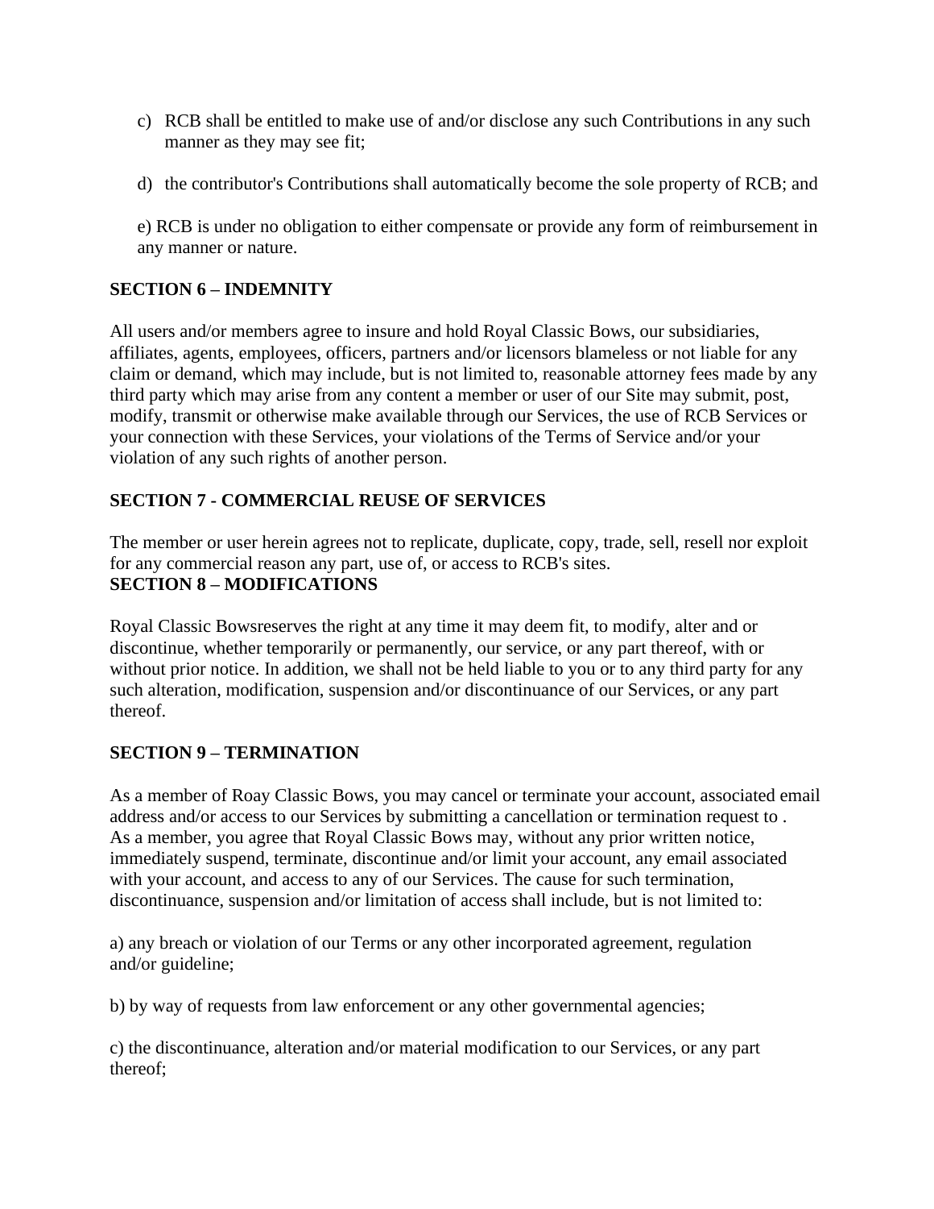c) RCB shall be entitled to make use of and/or disclose any such Contributions in any such manner as they may see fit;

d) the contributor's Contributions shall automatically become the sole property of RCB; and

e) RCB is under no obligation to either compensate or provide any form of reimbursement in any manner or nature.

**SECTION 6 – INDEMNITY**

All users and/or members agree to insure and hold Royal Classic Bows, our subsidiaries, affiliates, agents, employees, officers, partners and/or licensors blameless or not liable for any claim or demand, which may include, but is not limited to, reasonable attorney fees made by any third party which may arise from any content a member or user of our Site may submit, post, modify, transmit or otherwise make available through our Services, the use of RCB Services or your connection with these Services, your violations of the Terms of Service and/or your violation of any such rights of another person.

**SECTION 7 - COMMERCIAL REUSE OF SERVICES**

The member or user herein agrees not to replicate, duplicate, copy, trade, sell, resell nor exploit for any commercial reason any part, use of, or access to RCB's sites.

**SECTION 8 – MODIFICATIONS**

Royal Classic Bowsreserves the right at any time it may deem fit, to modify, alter and or discontinue, whether temporarily or permanently, our service, or any part thereof, with or without prior notice. In addition, we shall not be held liable to you or to any third party for any such alteration, modification, suspension and/or discontinuance of our Services, or any part thereof.

**SECTION 9 – TERMINATION**

As a member of Roay Classic Bows, you may cancel or terminate your account, associated email address and/or access to our Services by submitting a cancellation or termination request to . As a member, you agree that Royal Classic Bows may, without any prior written notice, immediately suspend, terminate, discontinue and/or limit your account, any email associated with your account, and access to any of our Services. The cause for such termination, discontinuance, suspension and/or limitation of access shall include, but is not limited to:

a) any breach or violation of our Terms or any other incorporated agreement, regulation and/or guideline;

b) by way of requests from law enforcement or any other governmental agencies;

c) the discontinuance, alteration and/or material modification to our Services, or any part thereof;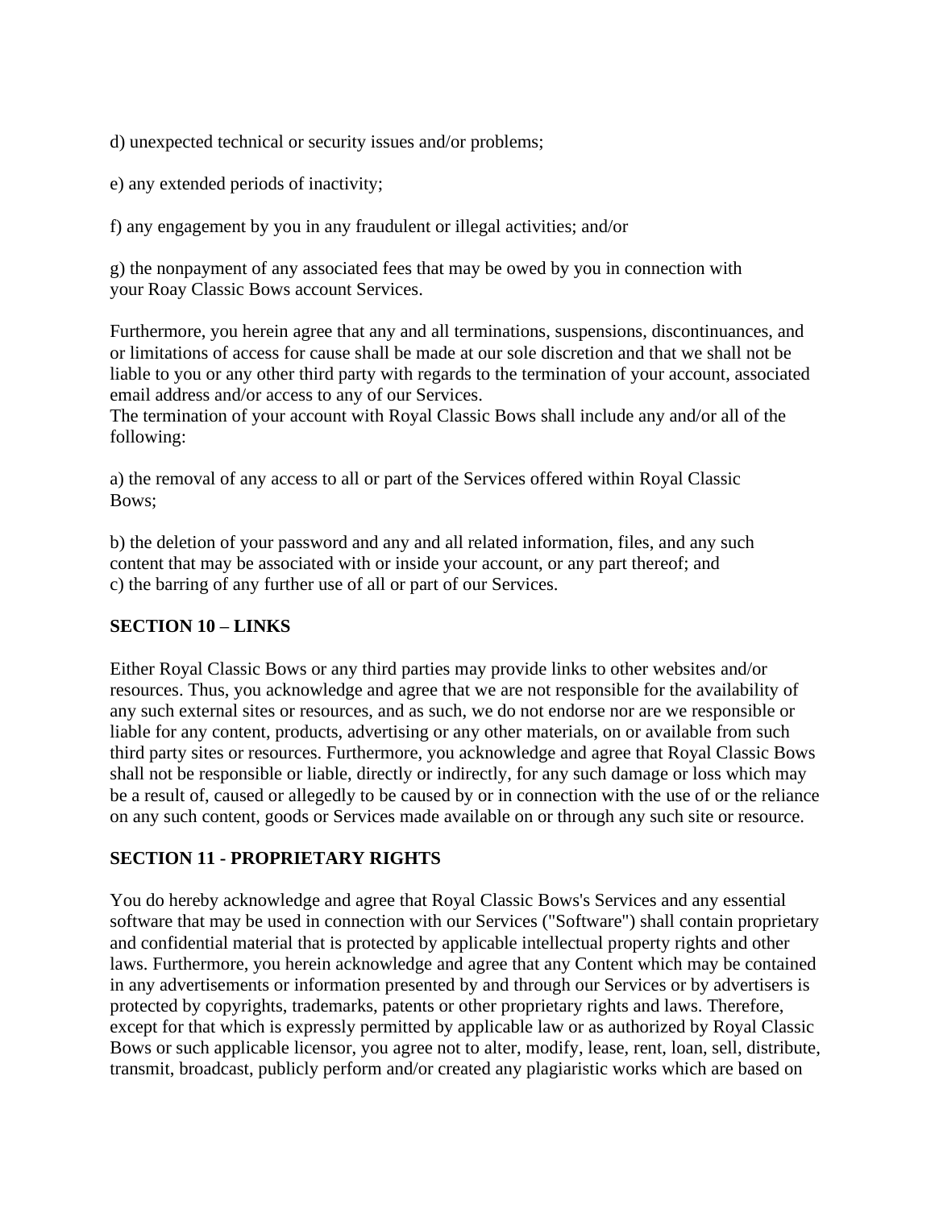d) unexpected technical or security issues and/or problems;

e) any extended periods of inactivity;

f) any engagement by you in any fraudulent or illegal activities; and/or

g) the nonpayment of any associated fees that may be owed by you in connection with your Roay Classic Bows account Services.

Furthermore, you herein agree that any and all terminations, suspensions, discontinuances, and or limitations of access for cause shall be made at our sole discretion and that we shall not be liable to you or any other third party with regards to the termination of your account, associated email address and/or access to any of our Services.
The termination of your account with Royal Classic Bows shall include any and/or all of the following:

a) the removal of any access to all or part of the Services offered within Royal Classic Bows;

b) the deletion of your password and any and all related information, files, and any such content that may be associated with or inside your account, or any part thereof; and
c) the barring of any further use of all or part of our Services.

**SECTION 10 – LINKS**

Either Royal Classic Bows or any third parties may provide links to other websites and/or resources. Thus, you acknowledge and agree that we are not responsible for the availability of any such external sites or resources, and as such, we do not endorse nor are we responsible or liable for any content, products, advertising or any other materials, on or available from such third party sites or resources. Furthermore, you acknowledge and agree that Royal Classic Bows shall not be responsible or liable, directly or indirectly, for any such damage or loss which may be a result of, caused or allegedly to be caused by or in connection with the use of or the reliance on any such content, goods or Services made available on or through any such site or resource.

**SECTION 11 - PROPRIETARY RIGHTS**

You do hereby acknowledge and agree that Royal Classic Bows's Services and any essential software that may be used in connection with our Services ("Software") shall contain proprietary and confidential material that is protected by applicable intellectual property rights and other laws. Furthermore, you herein acknowledge and agree that any Content which may be contained in any advertisements or information presented by and through our Services or by advertisers is protected by copyrights, trademarks, patents or other proprietary rights and laws. Therefore, except for that which is expressly permitted by applicable law or as authorized by Royal Classic Bows or such applicable licensor, you agree not to alter, modify, lease, rent, loan, sell, distribute, transmit, broadcast, publicly perform and/or created any plagiaristic works which are based on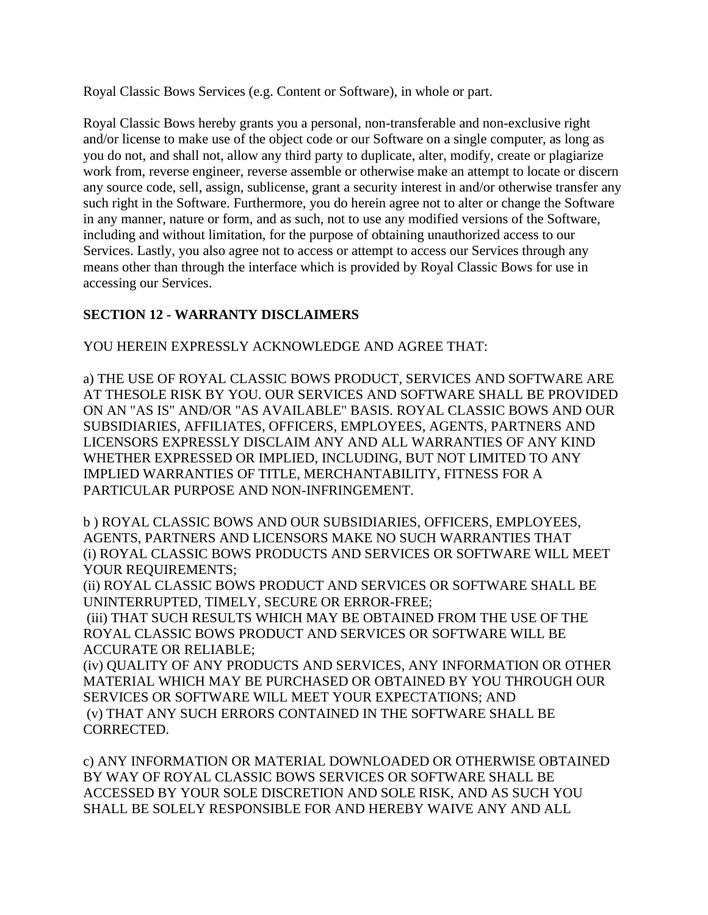Royal Classic Bows Services (e.g. Content or Software), in whole or part.

Royal Classic Bows hereby grants you a personal, non-transferable and non-exclusive right and/or license to make use of the object code or our Software on a single computer, as long as you do not, and shall not, allow any third party to duplicate, alter, modify, create or plagiarize work from, reverse engineer, reverse assemble or otherwise make an attempt to locate or discern any source code, sell, assign, sublicense, grant a security interest in and/or otherwise transfer any such right in the Software. Furthermore, you do herein agree not to alter or change the Software in any manner, nature or form, and as such, not to use any modified versions of the Software, including and without limitation, for the purpose of obtaining unauthorized access to our Services. Lastly, you also agree not to access or attempt to access our Services through any means other than through the interface which is provided by Royal Classic Bows for use in accessing our Services.

**SECTION 12 - WARRANTY DISCLAIMERS**

YOU HEREIN EXPRESSLY ACKNOWLEDGE AND AGREE THAT:

a) THE USE OF ROYAL CLASSIC BOWS PRODUCT, SERVICES AND SOFTWARE ARE AT THESOLE RISK BY YOU. OUR SERVICES AND SOFTWARE SHALL BE PROVIDED ON AN "AS IS" AND/OR "AS AVAILABLE" BASIS. ROYAL CLASSIC BOWS AND OUR SUBSIDIARIES, AFFILIATES, OFFICERS, EMPLOYEES, AGENTS, PARTNERS AND LICENSORS EXPRESSLY DISCLAIM ANY AND ALL WARRANTIES OF ANY KIND WHETHER EXPRESSED OR IMPLIED, INCLUDING, BUT NOT LIMITED TO ANY IMPLIED WARRANTIES OF TITLE, MERCHANTABILITY, FITNESS FOR A PARTICULAR PURPOSE AND NON-INFRINGEMENT.

b ) ROYAL CLASSIC BOWS AND OUR SUBSIDIARIES, OFFICERS, EMPLOYEES, AGENTS, PARTNERS AND LICENSORS MAKE NO SUCH WARRANTIES THAT
(i) ROYAL CLASSIC BOWS PRODUCTS AND SERVICES OR SOFTWARE WILL MEET YOUR REQUIREMENTS;
(ii) ROYAL CLASSIC BOWS PRODUCT AND SERVICES OR SOFTWARE SHALL BE UNINTERRUPTED, TIMELY, SECURE OR ERROR-FREE;
(iii) THAT SUCH RESULTS WHICH MAY BE OBTAINED FROM THE USE OF THE ROYAL CLASSIC BOWS PRODUCT AND SERVICES OR SOFTWARE WILL BE ACCURATE OR RELIABLE;
(iv) QUALITY OF ANY PRODUCTS AND SERVICES, ANY INFORMATION OR OTHER MATERIAL WHICH MAY BE PURCHASED OR OBTAINED BY YOU THROUGH OUR SERVICES OR SOFTWARE WILL MEET YOUR EXPECTATIONS; AND
(v) THAT ANY SUCH ERRORS CONTAINED IN THE SOFTWARE SHALL BE CORRECTED.

c) ANY INFORMATION OR MATERIAL DOWNLOADED OR OTHERWISE OBTAINED BY WAY OF ROYAL CLASSIC BOWS SERVICES OR SOFTWARE SHALL BE ACCESSED BY YOUR SOLE DISCRETION AND SOLE RISK, AND AS SUCH YOU SHALL BE SOLELY RESPONSIBLE FOR AND HEREBY WAIVE ANY AND ALL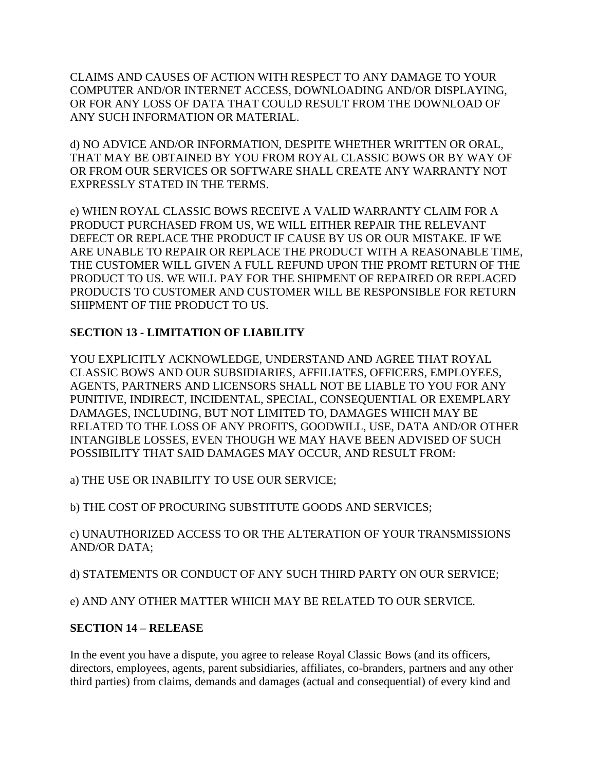CLAIMS AND CAUSES OF ACTION WITH RESPECT TO ANY DAMAGE TO YOUR COMPUTER AND/OR INTERNET ACCESS, DOWNLOADING AND/OR DISPLAYING, OR FOR ANY LOSS OF DATA THAT COULD RESULT FROM THE DOWNLOAD OF ANY SUCH INFORMATION OR MATERIAL.

d) NO ADVICE AND/OR INFORMATION, DESPITE WHETHER WRITTEN OR ORAL, THAT MAY BE OBTAINED BY YOU FROM ROYAL CLASSIC BOWS OR BY WAY OF OR FROM OUR SERVICES OR SOFTWARE SHALL CREATE ANY WARRANTY NOT EXPRESSLY STATED IN THE TERMS.

e) WHEN ROYAL CLASSIC BOWS RECEIVE A VALID WARRANTY CLAIM FOR A PRODUCT PURCHASED FROM US, WE WILL EITHER REPAIR THE RELEVANT DEFECT OR REPLACE THE PRODUCT IF CAUSE BY US OR OUR MISTAKE. IF WE ARE UNABLE TO REPAIR OR REPLACE THE PRODUCT WITH A REASONABLE TIME, THE CUSTOMER WILL GIVEN A FULL REFUND UPON THE PROMT RETURN OF THE PRODUCT TO US. WE WILL PAY FOR THE SHIPMENT OF REPAIRED OR REPLACED PRODUCTS TO CUSTOMER AND CUSTOMER WILL BE RESPONSIBLE FOR RETURN SHIPMENT OF THE PRODUCT TO US.

**SECTION 13 - LIMITATION OF LIABILITY**

YOU EXPLICITLY ACKNOWLEDGE, UNDERSTAND AND AGREE THAT ROYAL CLASSIC BOWS AND OUR SUBSIDIARIES, AFFILIATES, OFFICERS, EMPLOYEES, AGENTS, PARTNERS AND LICENSORS SHALL NOT BE LIABLE TO YOU FOR ANY PUNITIVE, INDIRECT, INCIDENTAL, SPECIAL, CONSEQUENTIAL OR EXEMPLARY DAMAGES, INCLUDING, BUT NOT LIMITED TO, DAMAGES WHICH MAY BE RELATED TO THE LOSS OF ANY PROFITS, GOODWILL, USE, DATA AND/OR OTHER INTANGIBLE LOSSES, EVEN THOUGH WE MAY HAVE BEEN ADVISED OF SUCH POSSIBILITY THAT SAID DAMAGES MAY OCCUR, AND RESULT FROM:

a) THE USE OR INABILITY TO USE OUR SERVICE;

b) THE COST OF PROCURING SUBSTITUTE GOODS AND SERVICES;

c) UNAUTHORIZED ACCESS TO OR THE ALTERATION OF YOUR TRANSMISSIONS AND/OR DATA;

d) STATEMENTS OR CONDUCT OF ANY SUCH THIRD PARTY ON OUR SERVICE;

e) AND ANY OTHER MATTER WHICH MAY BE RELATED TO OUR SERVICE.

**SECTION 14 – RELEASE**

In the event you have a dispute, you agree to release Royal Classic Bows (and its officers, directors, employees, agents, parent subsidiaries, affiliates, co-branders, partners and any other third parties) from claims, demands and damages (actual and consequential) of every kind and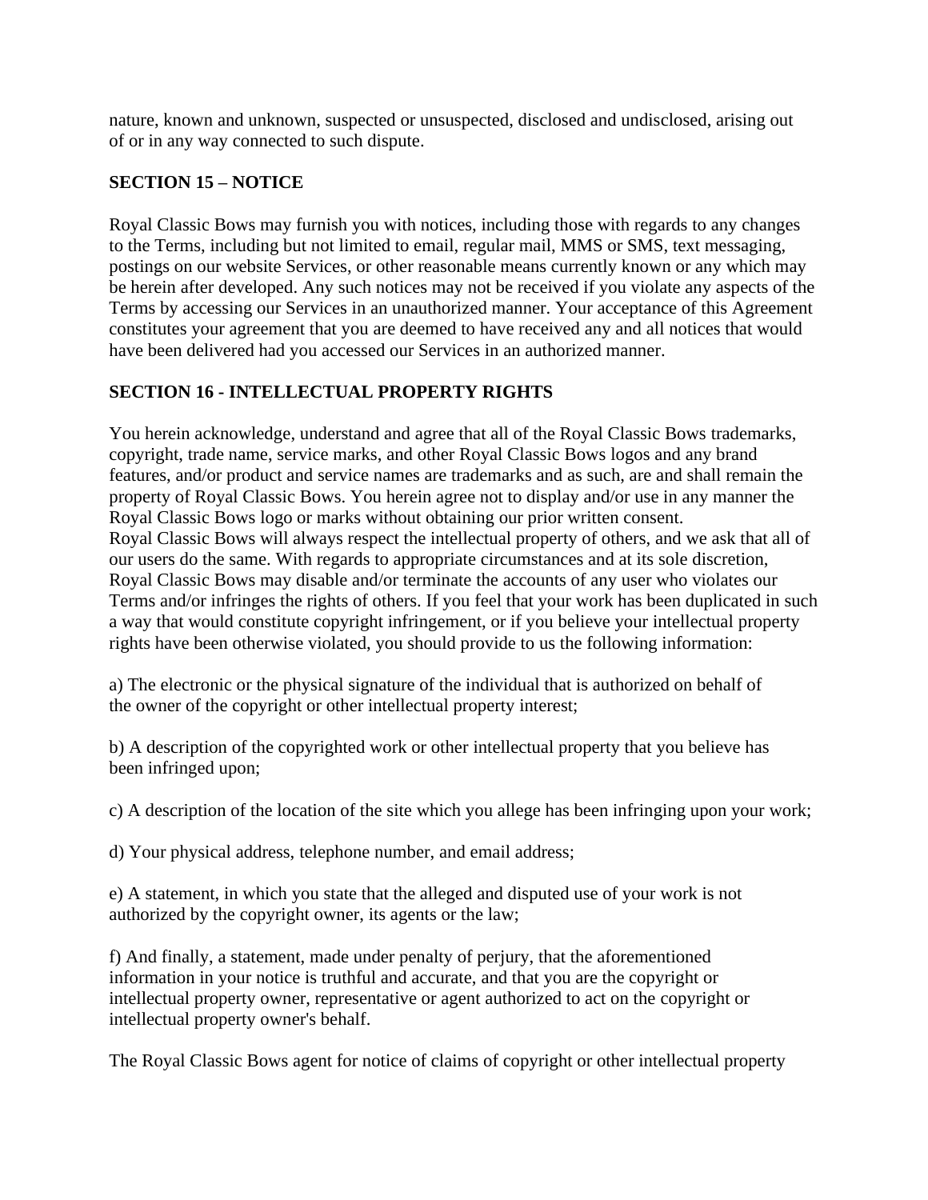nature, known and unknown, suspected or unsuspected, disclosed and undisclosed, arising out of or in any way connected to such dispute.

**SECTION 15 – NOTICE**

Royal Classic Bows may furnish you with notices, including those with regards to any changes to the Terms, including but not limited to email, regular mail, MMS or SMS, text messaging, postings on our website Services, or other reasonable means currently known or any which may be herein after developed. Any such notices may not be received if you violate any aspects of the Terms by accessing our Services in an unauthorized manner. Your acceptance of this Agreement constitutes your agreement that you are deemed to have received any and all notices that would have been delivered had you accessed our Services in an authorized manner.

**SECTION 16 - INTELLECTUAL PROPERTY RIGHTS**

You herein acknowledge, understand and agree that all of the Royal Classic Bows trademarks, copyright, trade name, service marks, and other Royal Classic Bows logos and any brand features, and/or product and service names are trademarks and as such, are and shall remain the property of Royal Classic Bows. You herein agree not to display and/or use in any manner the Royal Classic Bows logo or marks without obtaining our prior written consent.
Royal Classic Bows will always respect the intellectual property of others, and we ask that all of our users do the same. With regards to appropriate circumstances and at its sole discretion, Royal Classic Bows may disable and/or terminate the accounts of any user who violates our Terms and/or infringes the rights of others. If you feel that your work has been duplicated in such a way that would constitute copyright infringement, or if you believe your intellectual property rights have been otherwise violated, you should provide to us the following information:

a) The electronic or the physical signature of the individual that is authorized on behalf of the owner of the copyright or other intellectual property interest;

b) A description of the copyrighted work or other intellectual property that you believe has been infringed upon;

c) A description of the location of the site which you allege has been infringing upon your work;

d) Your physical address, telephone number, and email address;

e) A statement, in which you state that the alleged and disputed use of your work is not authorized by the copyright owner, its agents or the law;

f) And finally, a statement, made under penalty of perjury, that the aforementioned information in your notice is truthful and accurate, and that you are the copyright or intellectual property owner, representative or agent authorized to act on the copyright or intellectual property owner's behalf.

The Royal Classic Bows agent for notice of claims of copyright or other intellectual property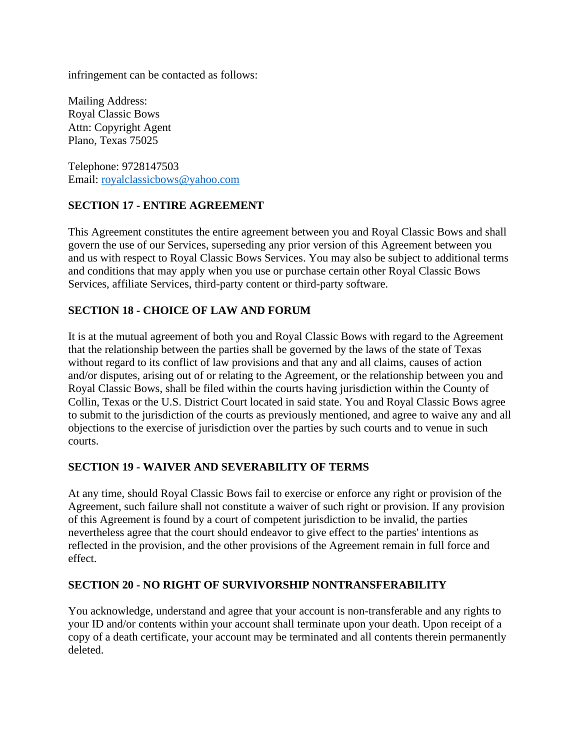infringement can be contacted as follows:

Mailing Address:
Royal Classic Bows
Attn: Copyright Agent
Plano, Texas 75025

Telephone: 9728147503
Email: royalclassicbows@yahoo.com

**SECTION 17 - ENTIRE AGREEMENT**

This Agreement constitutes the entire agreement between you and Royal Classic Bows and shall govern the use of our Services, superseding any prior version of this Agreement between you and us with respect to Royal Classic Bows Services. You may also be subject to additional terms and conditions that may apply when you use or purchase certain other Royal Classic Bows Services, affiliate Services, third-party content or third-party software.

**SECTION 18 - CHOICE OF LAW AND FORUM**

It is at the mutual agreement of both you and Royal Classic Bows with regard to the Agreement that the relationship between the parties shall be governed by the laws of the state of Texas without regard to its conflict of law provisions and that any and all claims, causes of action and/or disputes, arising out of or relating to the Agreement, or the relationship between you and Royal Classic Bows, shall be filed within the courts having jurisdiction within the County of Collin, Texas or the U.S. District Court located in said state. You and Royal Classic Bows agree to submit to the jurisdiction of the courts as previously mentioned, and agree to waive any and all objections to the exercise of jurisdiction over the parties by such courts and to venue in such courts.

**SECTION 19 - WAIVER AND SEVERABILITY OF TERMS**

At any time, should Royal Classic Bows fail to exercise or enforce any right or provision of the Agreement, such failure shall not constitute a waiver of such right or provision. If any provision of this Agreement is found by a court of competent jurisdiction to be invalid, the parties nevertheless agree that the court should endeavor to give effect to the parties' intentions as reflected in the provision, and the other provisions of the Agreement remain in full force and effect.

**SECTION 20 - NO RIGHT OF SURVIVORSHIP NONTRANSFERABILITY**

You acknowledge, understand and agree that your account is non-transferable and any rights to your ID and/or contents within your account shall terminate upon your death. Upon receipt of a copy of a death certificate, your account may be terminated and all contents therein permanently deleted.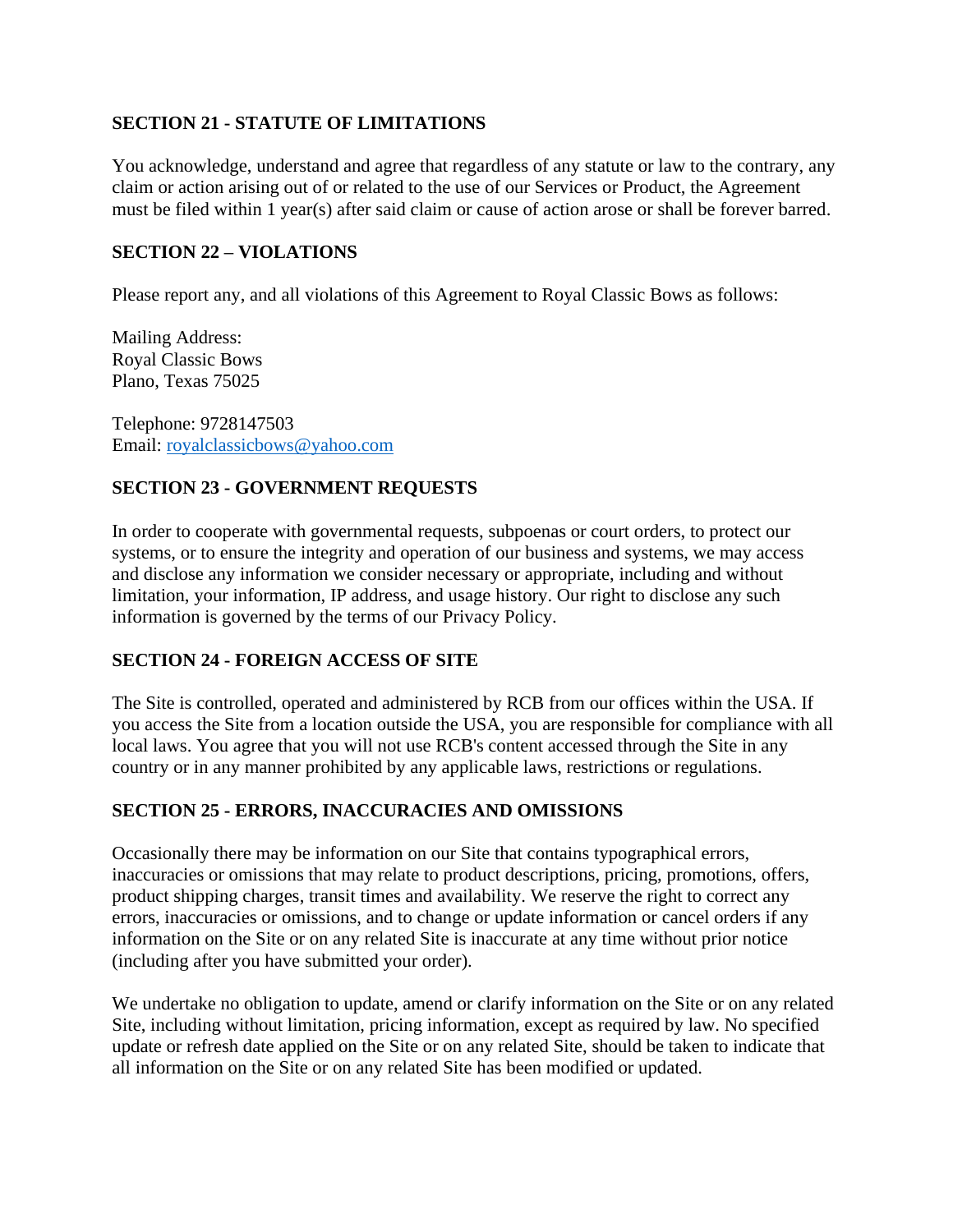**SECTION 21 - STATUTE OF LIMITATIONS**

You acknowledge, understand and agree that regardless of any statute or law to the contrary, any claim or action arising out of or related to the use of our Services or Product, the Agreement must be filed within 1 year(s) after said claim or cause of action arose or shall be forever barred.

**SECTION 22 – VIOLATIONS**

Please report any, and all violations of this Agreement to Royal Classic Bows as follows:

Mailing Address:
Royal Classic Bows
Plano, Texas 75025

Telephone: 9728147503
Email: royalclassicbows@yahoo.com

**SECTION 23 - GOVERNMENT REQUESTS**

In order to cooperate with governmental requests, subpoenas or court orders, to protect our systems, or to ensure the integrity and operation of our business and systems, we may access and disclose any information we consider necessary or appropriate, including and without limitation, your information, IP address, and usage history. Our right to disclose any such information is governed by the terms of our Privacy Policy.

**SECTION 24 - FOREIGN ACCESS OF SITE**

The Site is controlled, operated and administered by RCB from our offices within the USA. If you access the Site from a location outside the USA, you are responsible for compliance with all local laws. You agree that you will not use RCB's content accessed through the Site in any country or in any manner prohibited by any applicable laws, restrictions or regulations.

**SECTION 25 - ERRORS, INACCURACIES AND OMISSIONS**

Occasionally there may be information on our Site that contains typographical errors, inaccuracies or omissions that may relate to product descriptions, pricing, promotions, offers, product shipping charges, transit times and availability. We reserve the right to correct any errors, inaccuracies or omissions, and to change or update information or cancel orders if any information on the Site or on any related Site is inaccurate at any time without prior notice (including after you have submitted your order).

We undertake no obligation to update, amend or clarify information on the Site or on any related Site, including without limitation, pricing information, except as required by law. No specified update or refresh date applied on the Site or on any related Site, should be taken to indicate that all information on the Site or on any related Site has been modified or updated.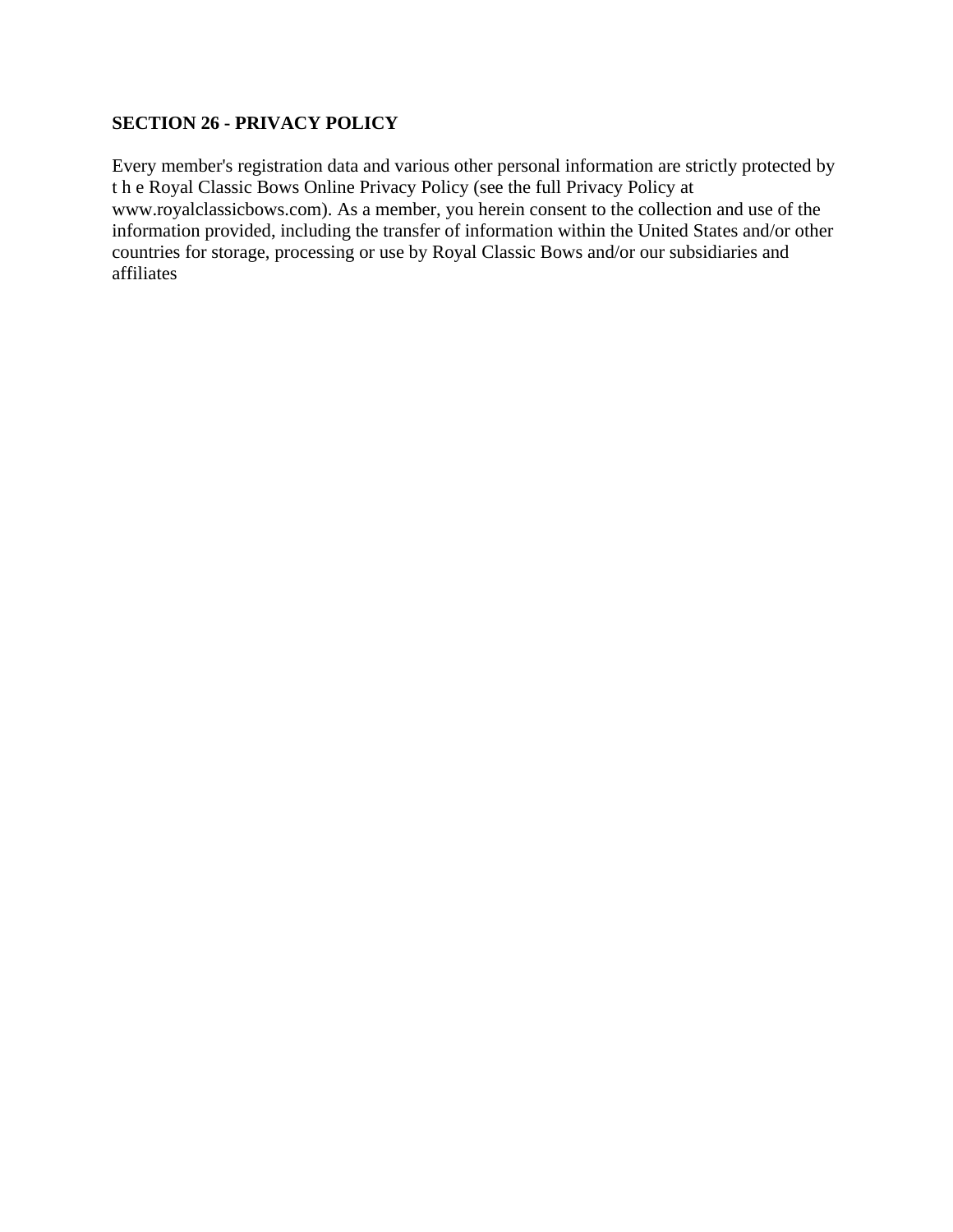**SECTION 26 - PRIVACY POLICY**

Every member's registration data and various other personal information are strictly protected by t h e Royal Classic Bows Online Privacy Policy (see the full Privacy Policy at www.royalclassicbows.com). As a member, you herein consent to the collection and use of the information provided, including the transfer of information within the United States and/or other countries for storage, processing or use by Royal Classic Bows and/or our subsidiaries and affiliates